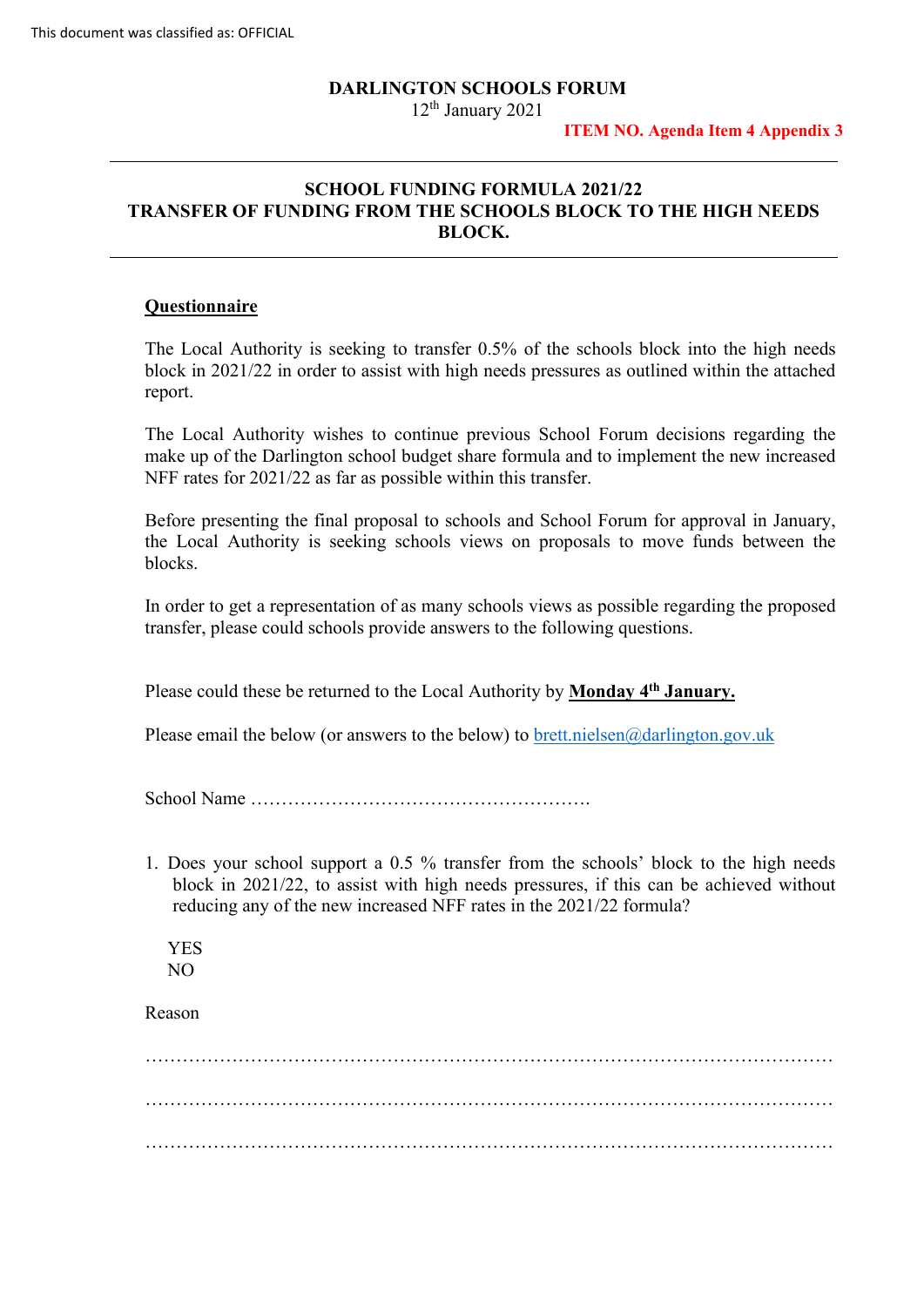This document was classified as: OFFICIAL

**DARLINGTON SCHOOLS FORUM**

12th January 2021

**ITEM NO. Agenda Item 4 Appendix 3**

---

## SCHOOL FUNDING FORMULA 2021/22
## TRANSFER OF FUNDING FROM THE SCHOOLS BLOCK TO THE HIGH NEEDS BLOCK.

---

### Questionnaire

The Local Authority is seeking to transfer 0.5% of the schools block into the high needs block in 2021/22 in order to assist with high needs pressures as outlined within the attached report.

The Local Authority wishes to continue previous School Forum decisions regarding the make up of the Darlington school budget share formula and to implement the new increased NFF rates for 2021/22 as far as possible within this transfer.

Before presenting the final proposal to schools and School Forum for approval in January, the Local Authority is seeking schools views on proposals to move funds between the blocks.

In order to get a representation of as many schools views as possible regarding the proposed transfer, please could schools provide answers to the following questions.

Please could these be returned to the Local Authority by **Monday 4th January.**

Please email the below (or answers to the below) to brett.nielsen@darlington.gov.uk

School Name ……………………………………………….

1. Does your school support a 0.5 % transfer from the schools' block to the high needs block in 2021/22, to assist with high needs pressures, if this can be achieved without reducing any of the new increased NFF rates in the 2021/22 formula?

   YES
   NO

Reason

…………………………………………………………………………………………………

…………………………………………………………………………………………………

…………………………………………………………………………………………………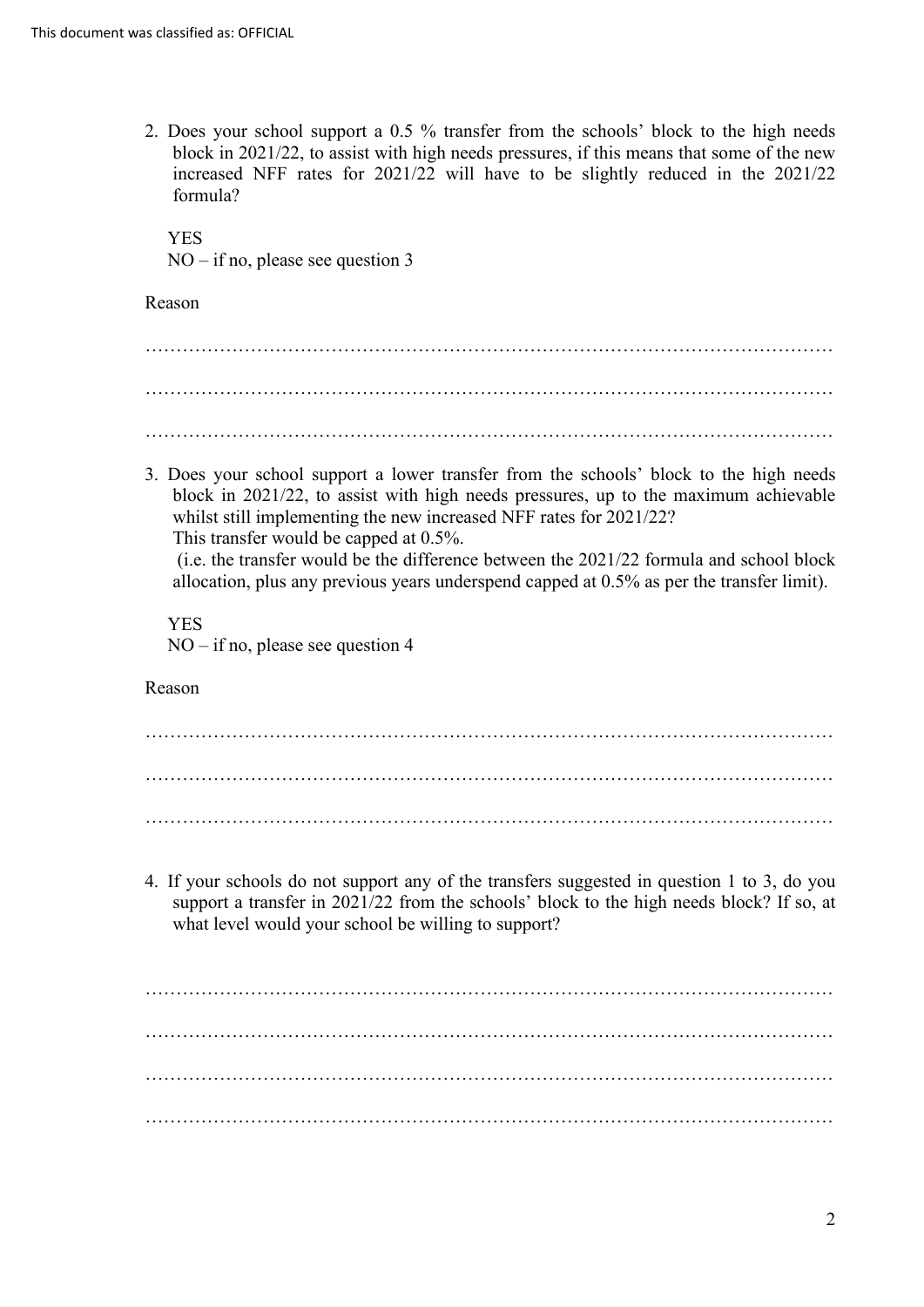2. Does your school support a 0.5 % transfer from the schools' block to the high needs block in 2021/22, to assist with high needs pressures, if this means that some of the new increased NFF rates for 2021/22 will have to be slightly reduced in the 2021/22 formula?

   YES
   NO – if no, please see question 3

   Reason

   …………………………………………………………………………………………………

   …………………………………………………………………………………………………

   …………………………………………………………………………………………………

3. Does your school support a lower transfer from the schools' block to the high needs block in 2021/22, to assist with high needs pressures, up to the maximum achievable whilst still implementing the new increased NFF rates for 2021/22?
   This transfer would be capped at 0.5%.
   (i.e. the transfer would be the difference between the 2021/22 formula and school block allocation, plus any previous years underspend capped at 0.5% as per the transfer limit).

   YES
   NO – if no, please see question 4

   Reason

   …………………………………………………………………………………………………

   …………………………………………………………………………………………………

   …………………………………………………………………………………………………

4. If your schools do not support any of the transfers suggested in question 1 to 3, do you support a transfer in 2021/22 from the schools' block to the high needs block? If so, at what level would your school be willing to support?

   …………………………………………………………………………………………………

   …………………………………………………………………………………………………

   …………………………………………………………………………………………………

   …………………………………………………………………………………………………